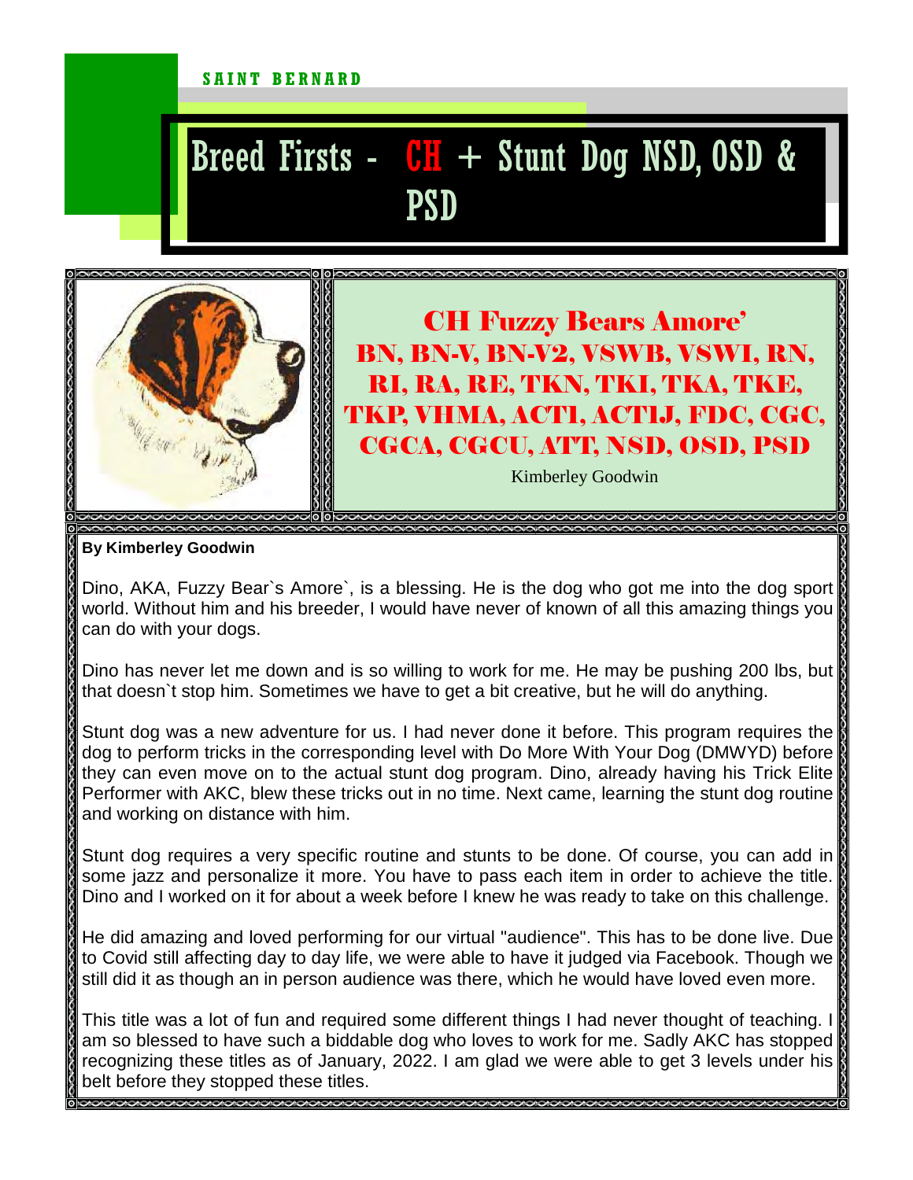**SAINT BERNARD**

# Breed Firsts - CH + Stunt Dog NSD, OSD & PSD

## CH Fuzzy Bears Amore' BN, BN-V, BN-V2, VSWB, VSWI, RN, RI, RA, RE, TKN, TKI, TKA, TKE, TKP, VHMA, ACT1, ACT1J, FDC, CGC, CGCA, CGCU, ATT, NSD, OSD, PSD

Kimberley Goodwin

**By Kimberley Goodwin**

Dino, AKA, Fuzzy Bear`s Amore`, is a blessing. He is the dog who got me into the dog sport world. Without him and his breeder, I would have never of known of all this amazing things you can do with your dogs.

Dino has never let me down and is so willing to work for me. He may be pushing 200 lbs, but that doesn`t stop him. Sometimes we have to get a bit creative, but he will do anything.

Stunt dog was a new adventure for us. I had never done it before. This program requires the dog to perform tricks in the corresponding level with Do More With Your Dog (DMWYD) before they can even move on to the actual stunt dog program. Dino, already having his Trick Elite Performer with AKC, blew these tricks out in no time. Next came, learning the stunt dog routine and working on distance with him.

Stunt dog requires a very specific routine and stunts to be done. Of course, you can add in some jazz and personalize it more. You have to pass each item in order to achieve the title. Dino and I worked on it for about a week before I knew he was ready to take on this challenge.

He did amazing and loved performing for our virtual "audience". This has to be done live. Due to Covid still affecting day to day life, we were able to have it judged via Facebook. Though we still did it as though an in person audience was there, which he would have loved even more.

This title was a lot of fun and required some different things I had never thought of teaching. I am so blessed to have such a biddable dog who loves to work for me. Sadly AKC has stopped recognizing these titles as of January, 2022. I am glad we were able to get 3 levels under his belt before they stopped these titles.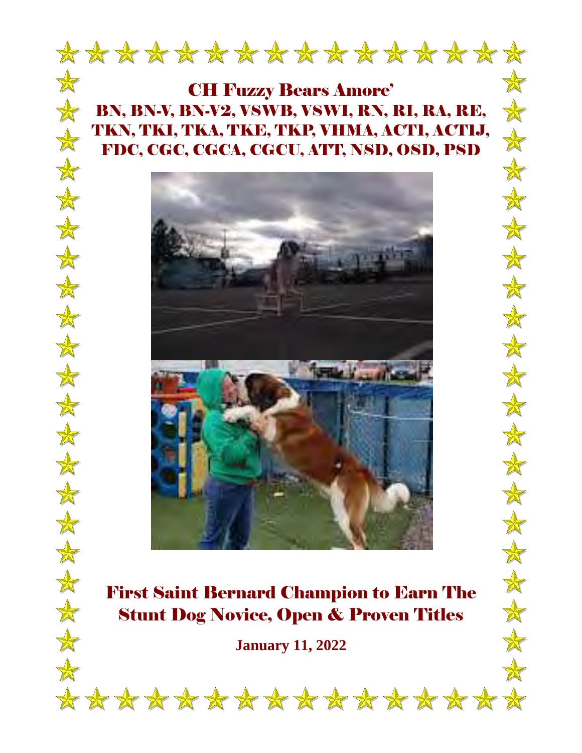# CH Fuzzy Bears Amore'

## BN, BN-V, BN-V2, VSWB, VSWI, RN, RI, RA, RE, TKN, TKI, TKA, TKE, TKP, VHMA, ACT1, ACT1J, FDC, CGC, CGCA, CGCU, ATT, NSD, OSD, PSD

## First Saint Bernard Champion to Earn The Stunt Dog Novice, Open & Proven Titles

**January 11, 2022**